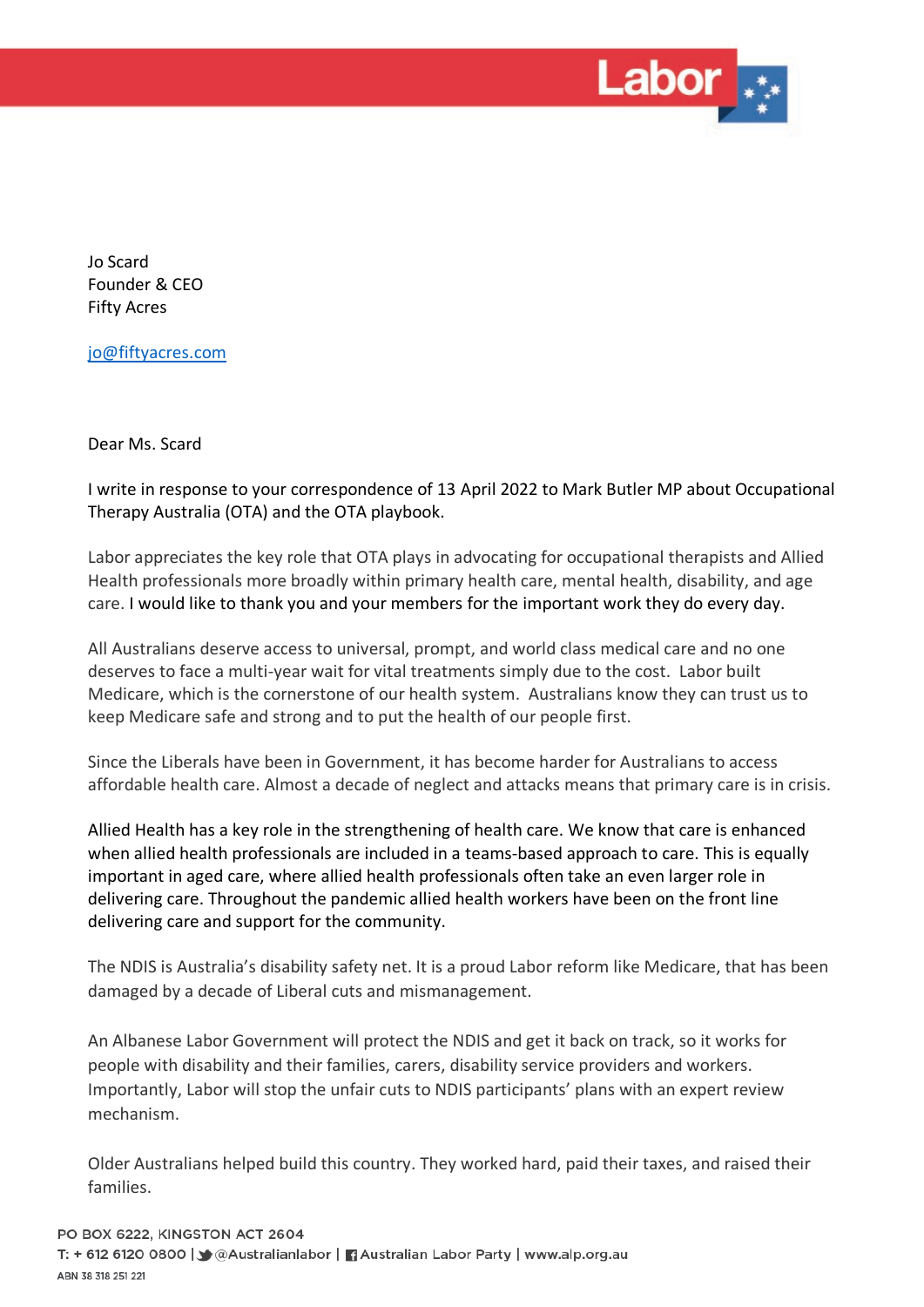Jo Scard
Founder & CEO
Fifty Acres

jo@fiftyacres.com

Dear Ms. Scard

I write in response to your correspondence of 13 April 2022 to Mark Butler MP about Occupational Therapy Australia (OTA) and the OTA playbook.

Labor appreciates the key role that OTA plays in advocating for occupational therapists and Allied Health professionals more broadly within primary health care, mental health, disability, and age care. I would like to thank you and your members for the important work they do every day.

All Australians deserve access to universal, prompt, and world class medical care and no one deserves to face a multi-year wait for vital treatments simply due to the cost. Labor built Medicare, which is the cornerstone of our health system. Australians know they can trust us to keep Medicare safe and strong and to put the health of our people first.

Since the Liberals have been in Government, it has become harder for Australians to access affordable health care. Almost a decade of neglect and attacks means that primary care is in crisis.

Allied Health has a key role in the strengthening of health care. We know that care is enhanced when allied health professionals are included in a teams-based approach to care. This is equally important in aged care, where allied health professionals often take an even larger role in delivering care. Throughout the pandemic allied health workers have been on the front line delivering care and support for the community.

The NDIS is Australia's disability safety net. It is a proud Labor reform like Medicare, that has been damaged by a decade of Liberal cuts and mismanagement.

An Albanese Labor Government will protect the NDIS and get it back on track, so it works for people with disability and their families, carers, disability service providers and workers. Importantly, Labor will stop the unfair cuts to NDIS participants' plans with an expert review mechanism.

Older Australians helped build this country. They worked hard, paid their taxes, and raised their families.

PO BOX 6222, KINGSTON ACT 2604
T: + 612 6120 0800 | @Australianlabor | Australian Labor Party | www.alp.org.au
ABN 38 318 251 221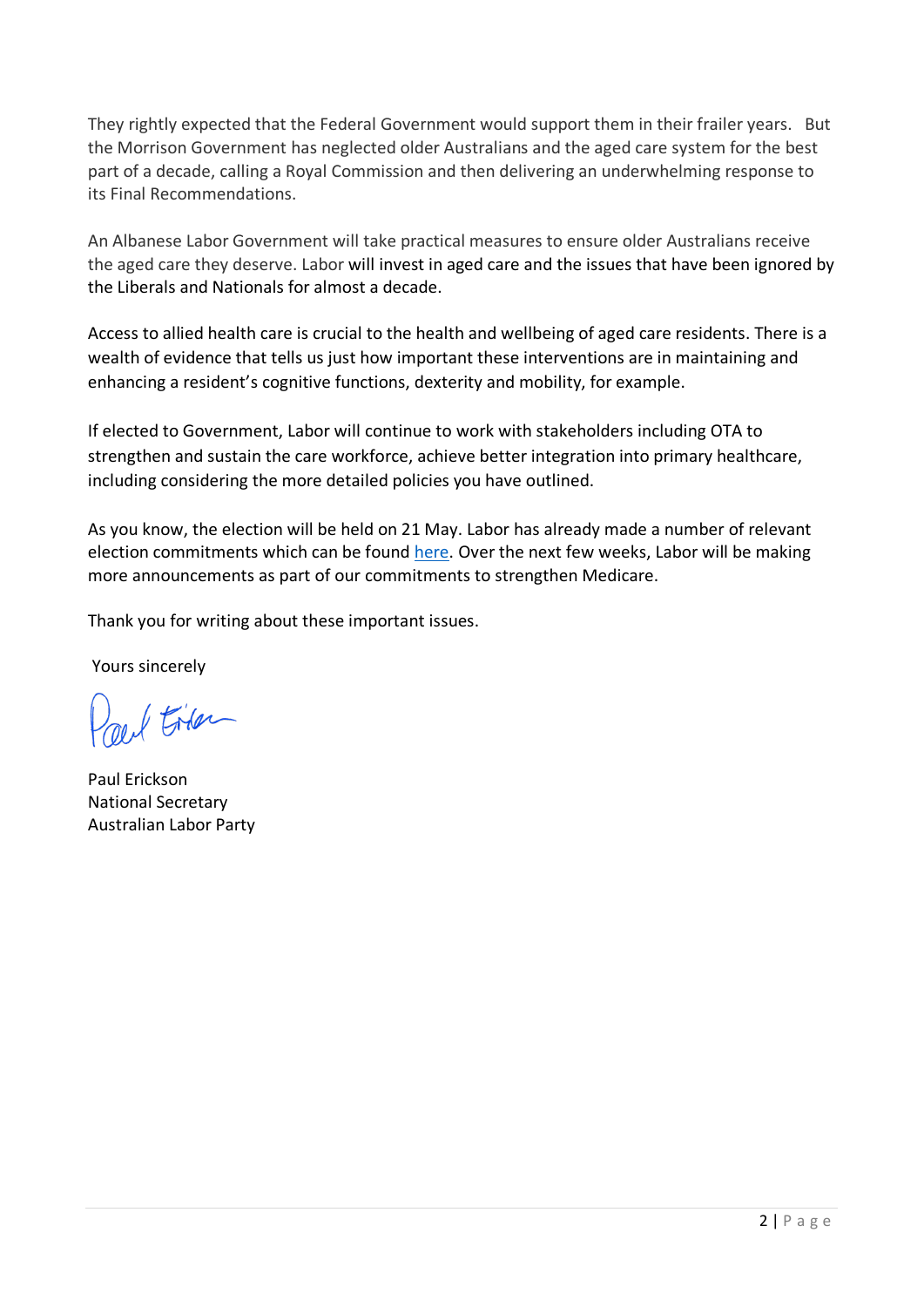They rightly expected that the Federal Government would support them in their frailer years. But the Morrison Government has neglected older Australians and the aged care system for the best part of a decade, calling a Royal Commission and then delivering an underwhelming response to its Final Recommendations.

An Albanese Labor Government will take practical measures to ensure older Australians receive the aged care they deserve. Labor will invest in aged care and the issues that have been ignored by the Liberals and Nationals for almost a decade.

Access to allied health care is crucial to the health and wellbeing of aged care residents. There is a wealth of evidence that tells us just how important these interventions are in maintaining and enhancing a resident's cognitive functions, dexterity and mobility, for example.

If elected to Government, Labor will continue to work with stakeholders including OTA to strengthen and sustain the care workforce, achieve better integration into primary healthcare, including considering the more detailed policies you have outlined.

As you know, the election will be held on 21 May. Labor has already made a number of relevant election commitments which can be found here. Over the next few weeks, Labor will be making more announcements as part of our commitments to strengthen Medicare.

Thank you for writing about these important issues.

Yours sincerely

Paul Erickson
National Secretary
Australian Labor Party